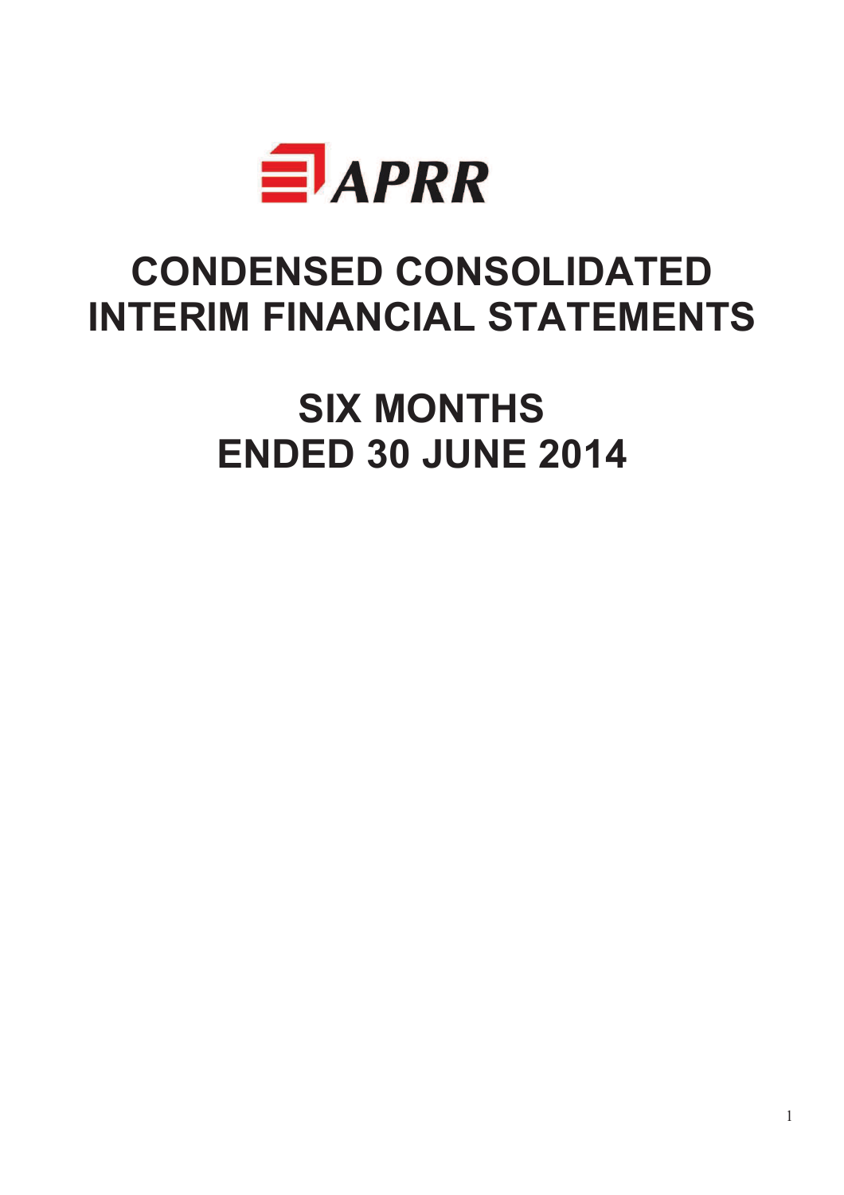APRR

# CONDENSED CONSOLIDATED INTERIM FINANCIAL STATEMENTS

# SIX MONTHS ENDED 30 JUNE 2014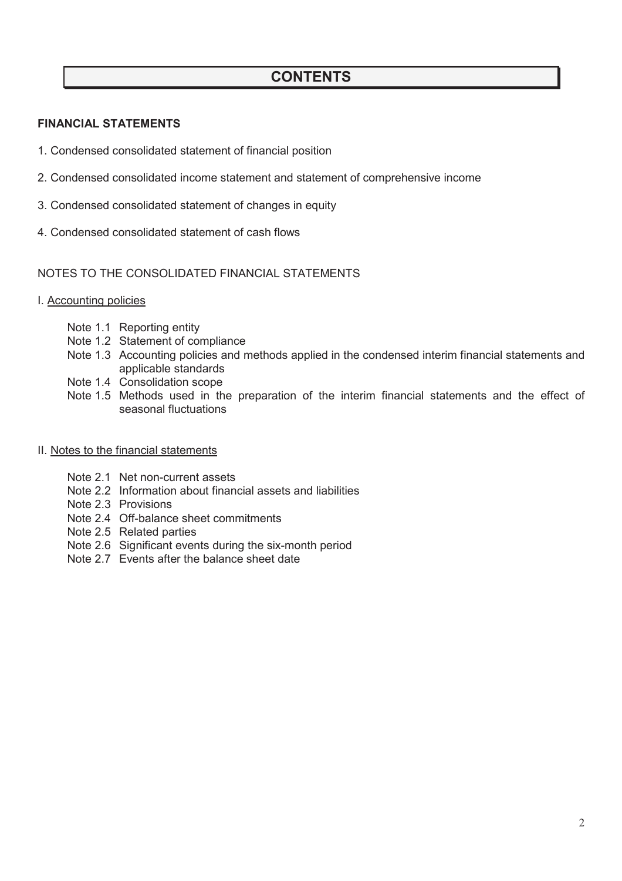# CONTENTS

**FINANCIAL STATEMENTS**

1. Condensed consolidated statement of financial position
2. Condensed consolidated income statement and statement of comprehensive income
3. Condensed consolidated statement of changes in equity
4. Condensed consolidated statement of cash flows

NOTES TO THE CONSOLIDATED FINANCIAL STATEMENTS

I. Accounting policies

- Note 1.1 Reporting entity
- Note 1.2 Statement of compliance
- Note 1.3 Accounting policies and methods applied in the condensed interim financial statements and applicable standards
- Note 1.4 Consolidation scope
- Note 1.5 Methods used in the preparation of the interim financial statements and the effect of seasonal fluctuations

II. Notes to the financial statements

- Note 2.1 Net non-current assets
- Note 2.2 Information about financial assets and liabilities
- Note 2.3 Provisions
- Note 2.4 Off-balance sheet commitments
- Note 2.5 Related parties
- Note 2.6 Significant events during the six-month period
- Note 2.7 Events after the balance sheet date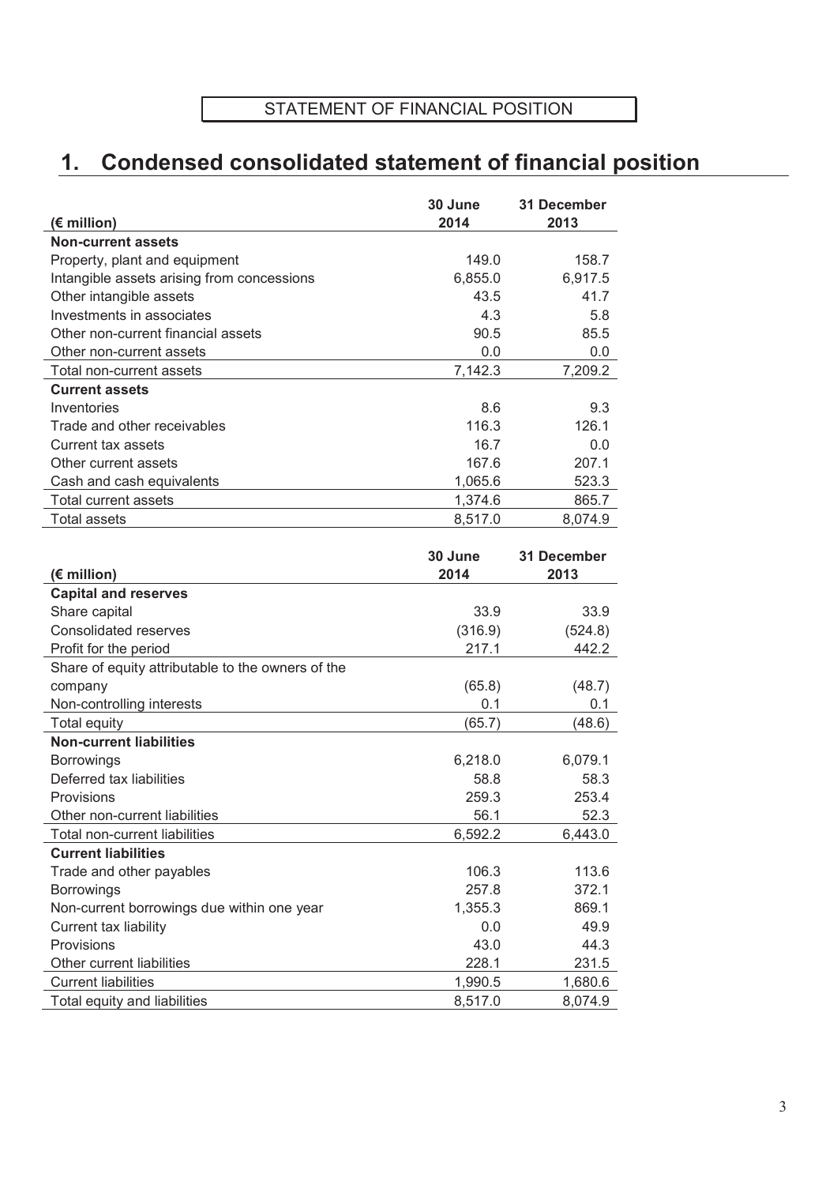STATEMENT OF FINANCIAL POSITION

# 1. Condensed consolidated statement of financial position

| (€ million) | 30 June 2014 | 31 December 2013 |
|---|---|---|
| **Non-current assets** | | |
| Property, plant and equipment | 149.0 | 158.7 |
| Intangible assets arising from concessions | 6,855.0 | 6,917.5 |
| Other intangible assets | 43.5 | 41.7 |
| Investments in associates | 4.3 | 5.8 |
| Other non-current financial assets | 90.5 | 85.5 |
| Other non-current assets | 0.0 | 0.0 |
| Total non-current assets | 7,142.3 | 7,209.2 |
| **Current assets** | | |
| Inventories | 8.6 | 9.3 |
| Trade and other receivables | 116.3 | 126.1 |
| Current tax assets | 16.7 | 0.0 |
| Other current assets | 167.6 | 207.1 |
| Cash and cash equivalents | 1,065.6 | 523.3 |
| Total current assets | 1,374.6 | 865.7 |
| Total assets | 8,517.0 | 8,074.9 |

| (€ million) | 30 June 2014 | 31 December 2013 |
|---|---|---|
| **Capital and reserves** | | |
| Share capital | 33.9 | 33.9 |
| Consolidated reserves | (316.9) | (524.8) |
| Profit for the period | 217.1 | 442.2 |
| Share of equity attributable to the owners of the company | (65.8) | (48.7) |
| Non-controlling interests | 0.1 | 0.1 |
| Total equity | (65.7) | (48.6) |
| **Non-current liabilities** | | |
| Borrowings | 6,218.0 | 6,079.1 |
| Deferred tax liabilities | 58.8 | 58.3 |
| Provisions | 259.3 | 253.4 |
| Other non-current liabilities | 56.1 | 52.3 |
| Total non-current liabilities | 6,592.2 | 6,443.0 |
| **Current liabilities** | | |
| Trade and other payables | 106.3 | 113.6 |
| Borrowings | 257.8 | 372.1 |
| Non-current borrowings due within one year | 1,355.3 | 869.1 |
| Current tax liability | 0.0 | 49.9 |
| Provisions | 43.0 | 44.3 |
| Other current liabilities | 228.1 | 231.5 |
| Current liabilities | 1,990.5 | 1,680.6 |
| Total equity and liabilities | 8,517.0 | 8,074.9 |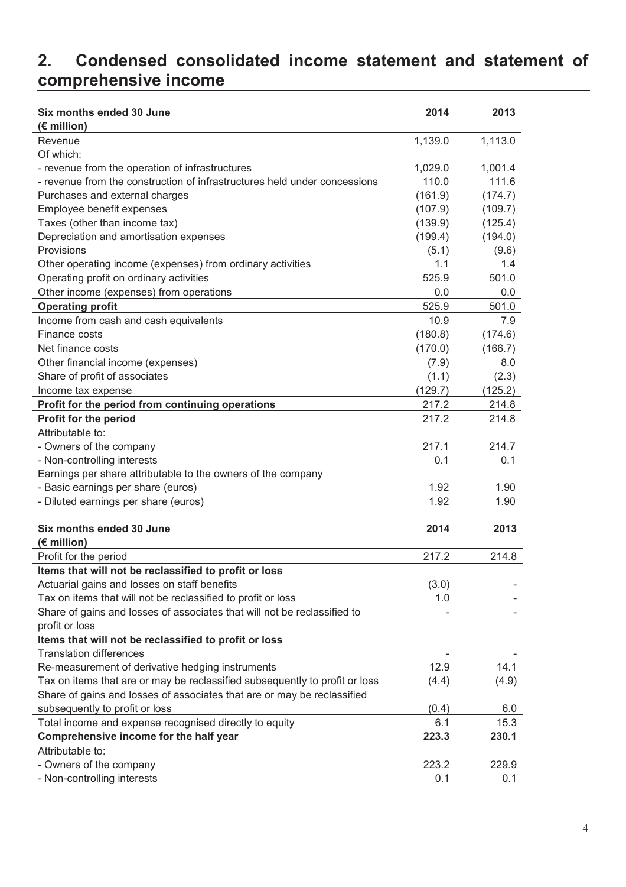## 2. Condensed consolidated income statement and statement of comprehensive income

| Six months ended 30 June<br>(€ million) | 2014 | 2013 |
|---|---|---|
| Revenue | 1,139.0 | 1,113.0 |
| Of which: | | |
| - revenue from the operation of infrastructures | 1,029.0 | 1,001.4 |
| - revenue from the construction of infrastructures held under concessions | 110.0 | 111.6 |
| Purchases and external charges | (161.9) | (174.7) |
| Employee benefit expenses | (107.9) | (109.7) |
| Taxes (other than income tax) | (139.9) | (125.4) |
| Depreciation and amortisation expenses | (199.4) | (194.0) |
| Provisions | (5.1) | (9.6) |
| Other operating income (expenses) from ordinary activities | 1.1 | 1.4 |
| Operating profit on ordinary activities | 525.9 | 501.0 |
| Other income (expenses) from operations | 0.0 | 0.0 |
| **Operating profit** | 525.9 | 501.0 |
| Income from cash and cash equivalents | 10.9 | 7.9 |
| Finance costs | (180.8) | (174.6) |
| Net finance costs | (170.0) | (166.7) |
| Other financial income (expenses) | (7.9) | 8.0 |
| Share of profit of associates | (1.1) | (2.3) |
| Income tax expense | (129.7) | (125.2) |
| **Profit for the period from continuing operations** | 217.2 | 214.8 |
| **Profit for the period** | 217.2 | 214.8 |
| Attributable to: | | |
| - Owners of the company | 217.1 | 214.7 |
| - Non-controlling interests | 0.1 | 0.1 |
| Earnings per share attributable to the owners of the company | | |
| - Basic earnings per share (euros) | 1.92 | 1.90 |
| - Diluted earnings per share (euros) | 1.92 | 1.90 |

| Six months ended 30 June<br>(€ million) | 2014 | 2013 |
|---|---|---|
| Profit for the period | 217.2 | 214.8 |
| **Items that will not be reclassified to profit or loss** | | |
| Actuarial gains and losses on staff benefits | (3.0) | - |
| Tax on items that will not be reclassified to profit or loss | 1.0 | - |
| Share of gains and losses of associates that will not be reclassified to profit or loss | - | - |
| **Items that will not be reclassified to profit or loss** | | |
| Translation differences | - | - |
| Re-measurement of derivative hedging instruments | 12.9 | 14.1 |
| Tax on items that are or may be reclassified subsequently to profit or loss | (4.4) | (4.9) |
| Share of gains and losses of associates that are or may be reclassified subsequently to profit or loss | (0.4) | 6.0 |
| Total income and expense recognised directly to equity | 6.1 | 15.3 |
| **Comprehensive income for the half year** | **223.3** | **230.1** |
| Attributable to: | | |
| - Owners of the company | 223.2 | 229.9 |
| - Non-controlling interests | 0.1 | 0.1 |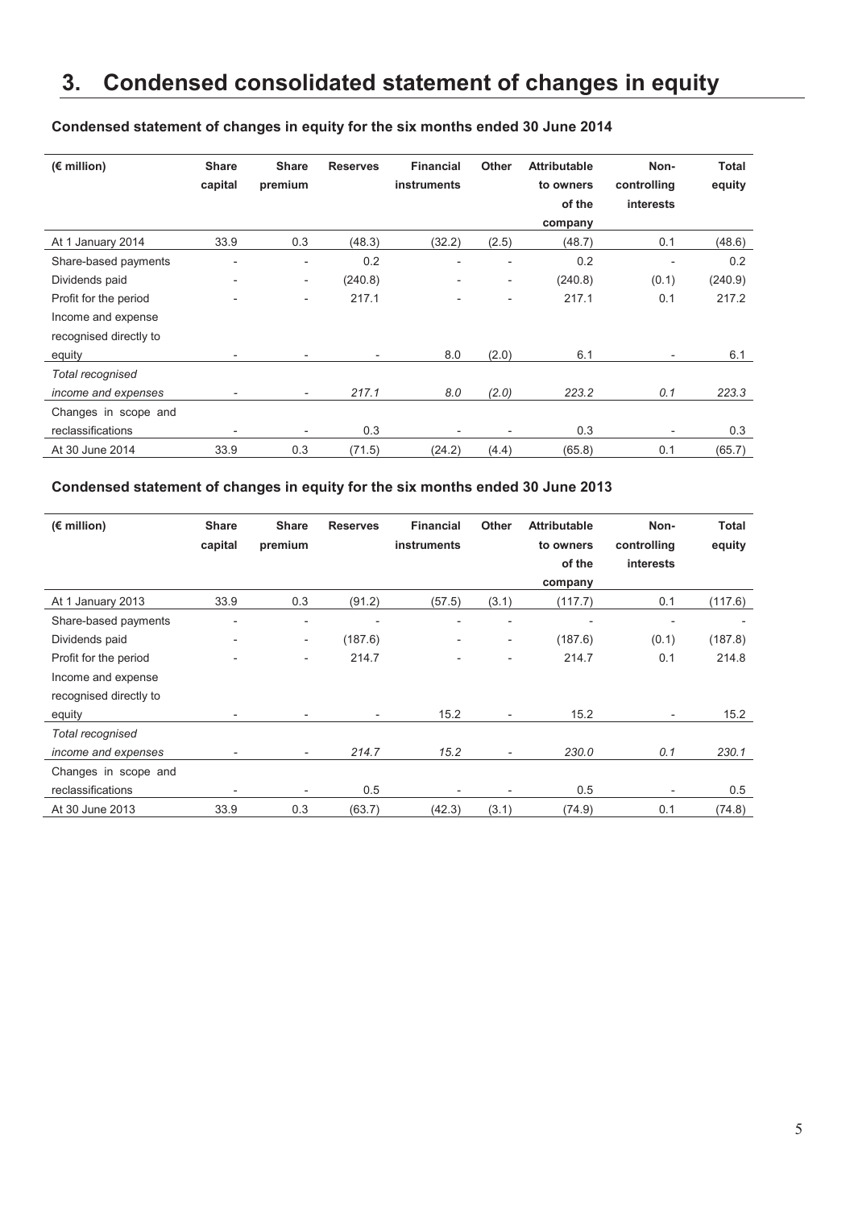# 3. Condensed consolidated statement of changes in equity

**Condensed statement of changes in equity for the six months ended 30 June 2014**

| (€ million) | Share capital | Share premium | Reserves | Financial instruments | Other | Attributable to owners of the company | Non-controlling interests | Total equity |
|---|---|---|---|---|---|---|---|---|
| At 1 January 2014 | 33.9 | 0.3 | (48.3) | (32.2) | (2.5) | (48.7) | 0.1 | (48.6) |
| Share-based payments | - | - | 0.2 | - | - | 0.2 | - | 0.2 |
| Dividends paid | - | - | (240.8) | - | - | (240.8) | (0.1) | (240.9) |
| Profit for the period | - | - | 217.1 | - | - | 217.1 | 0.1 | 217.2 |
| Income and expense recognised directly to equity | - | - | - | 8.0 | (2.0) | 6.1 | - | 6.1 |
| *Total recognised income and expenses* | - | - | *217.1* | *8.0* | *(2.0)* | *223.2* | *0.1* | *223.3* |
| Changes in scope and reclassifications | - | - | 0.3 | - | - | 0.3 | - | 0.3 |
| At 30 June 2014 | 33.9 | 0.3 | (71.5) | (24.2) | (4.4) | (65.8) | 0.1 | (65.7) |

**Condensed statement of changes in equity for the six months ended 30 June 2013**

| (€ million) | Share capital | Share premium | Reserves | Financial instruments | Other | Attributable to owners of the company | Non-controlling interests | Total equity |
|---|---|---|---|---|---|---|---|---|
| At 1 January 2013 | 33.9 | 0.3 | (91.2) | (57.5) | (3.1) | (117.7) | 0.1 | (117.6) |
| Share-based payments | - | - | - | - | - | - | - | - |
| Dividends paid | - | - | (187.6) | - | - | (187.6) | (0.1) | (187.8) |
| Profit for the period | - | - | 214.7 | - | - | 214.7 | 0.1 | 214.8 |
| Income and expense recognised directly to equity | - | - | - | 15.2 | - | 15.2 | - | 15.2 |
| *Total recognised income and expenses* | - | - | *214.7* | *15.2* | - | *230.0* | *0.1* | *230.1* |
| Changes in scope and reclassifications | - | - | 0.5 | - | - | 0.5 | - | 0.5 |
| At 30 June 2013 | 33.9 | 0.3 | (63.7) | (42.3) | (3.1) | (74.9) | 0.1 | (74.8) |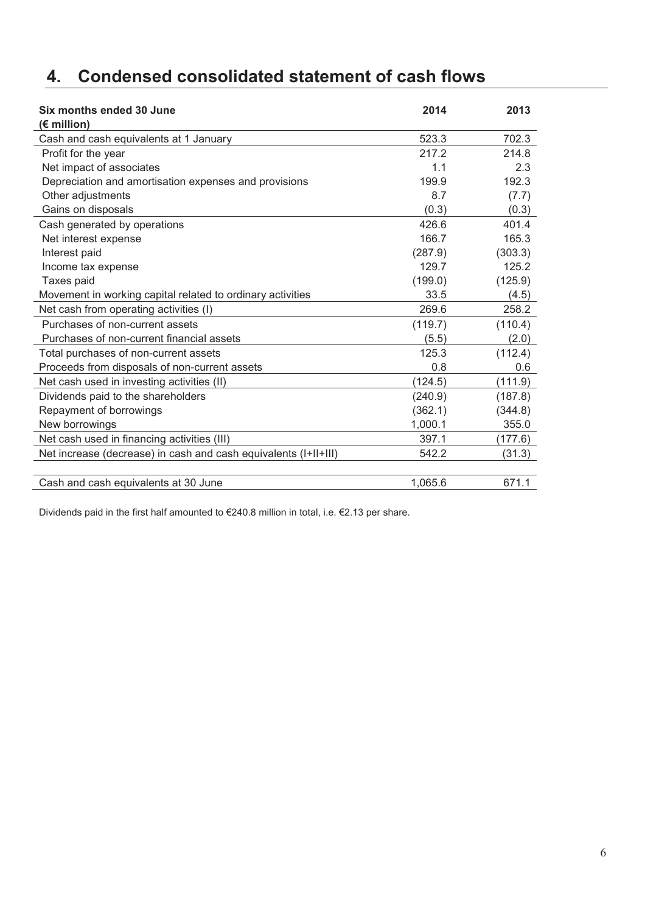# 4. Condensed consolidated statement of cash flows

| Six months ended 30 June<br>(€ million) | 2014 | 2013 |
|---|---|---|
| Cash and cash equivalents at 1 January | 523.3 | 702.3 |
| Profit for the year | 217.2 | 214.8 |
| Net impact of associates | 1.1 | 2.3 |
| Depreciation and amortisation expenses and provisions | 199.9 | 192.3 |
| Other adjustments | 8.7 | (7.7) |
| Gains on disposals | (0.3) | (0.3) |
| Cash generated by operations | 426.6 | 401.4 |
| Net interest expense | 166.7 | 165.3 |
| Interest paid | (287.9) | (303.3) |
| Income tax expense | 129.7 | 125.2 |
| Taxes paid | (199.0) | (125.9) |
| Movement in working capital related to ordinary activities | 33.5 | (4.5) |
| Net cash from operating activities (I) | 269.6 | 258.2 |
| Purchases of non-current assets | (119.7) | (110.4) |
| Purchases of non-current financial assets | (5.5) | (2.0) |
| Total purchases of non-current assets | 125.3 | (112.4) |
| Proceeds from disposals of non-current assets | 0.8 | 0.6 |
| Net cash used in investing activities (II) | (124.5) | (111.9) |
| Dividends paid to the shareholders | (240.9) | (187.8) |
| Repayment of borrowings | (362.1) | (344.8) |
| New borrowings | 1,000.1 | 355.0 |
| Net cash used in financing activities (III) | 397.1 | (177.6) |
| Net increase (decrease) in cash and cash equivalents (I+II+III) | 542.2 | (31.3) |
| Cash and cash equivalents at 30 June | 1,065.6 | 671.1 |

Dividends paid in the first half amounted to €240.8 million in total, i.e. €2.13 per share.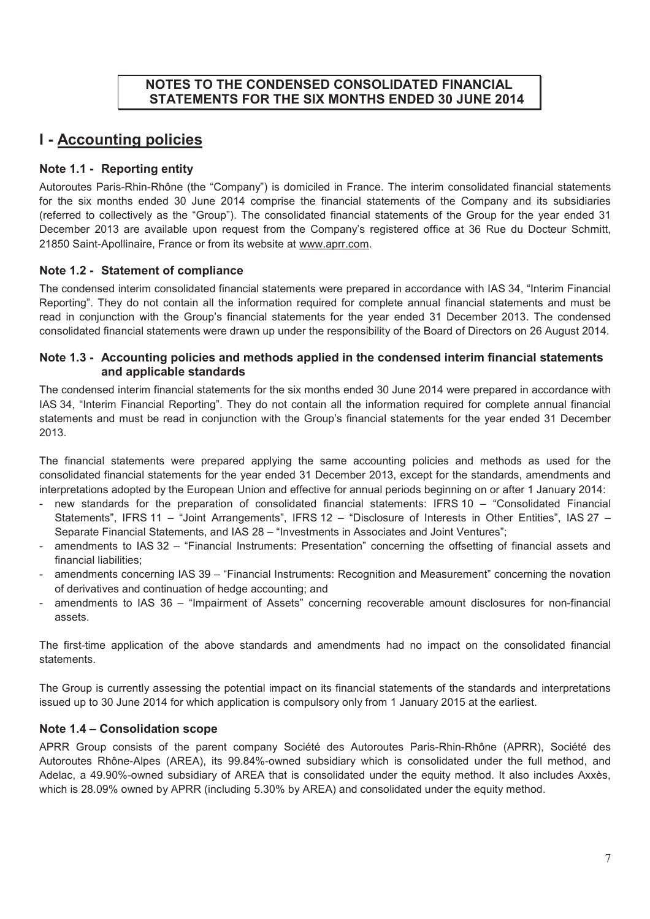# NOTES TO THE CONDENSED CONSOLIDATED FINANCIAL STATEMENTS FOR THE SIX MONTHS ENDED 30 JUNE 2014

## I - Accounting policies

### Note 1.1 - Reporting entity

Autoroutes Paris-Rhin-Rhône (the "Company") is domiciled in France. The interim consolidated financial statements for the six months ended 30 June 2014 comprise the financial statements of the Company and its subsidiaries (referred to collectively as the "Group"). The consolidated financial statements of the Group for the year ended 31 December 2013 are available upon request from the Company's registered office at 36 Rue du Docteur Schmitt, 21850 Saint-Apollinaire, France or from its website at www.aprr.com.

### Note 1.2 - Statement of compliance

The condensed interim consolidated financial statements were prepared in accordance with IAS 34, "Interim Financial Reporting". They do not contain all the information required for complete annual financial statements and must be read in conjunction with the Group's financial statements for the year ended 31 December 2013. The condensed consolidated financial statements were drawn up under the responsibility of the Board of Directors on 26 August 2014.

### Note 1.3 - Accounting policies and methods applied in the condensed interim financial statements and applicable standards

The condensed interim financial statements for the six months ended 30 June 2014 were prepared in accordance with IAS 34, "Interim Financial Reporting". They do not contain all the information required for complete annual financial statements and must be read in conjunction with the Group's financial statements for the year ended 31 December 2013.

The financial statements were prepared applying the same accounting policies and methods as used for the consolidated financial statements for the year ended 31 December 2013, except for the standards, amendments and interpretations adopted by the European Union and effective for annual periods beginning on or after 1 January 2014:

- new standards for the preparation of consolidated financial statements: IFRS 10 – "Consolidated Financial Statements", IFRS 11 – "Joint Arrangements", IFRS 12 – "Disclosure of Interests in Other Entities", IAS 27 – Separate Financial Statements, and IAS 28 – "Investments in Associates and Joint Ventures";
- amendments to IAS 32 – "Financial Instruments: Presentation" concerning the offsetting of financial assets and financial liabilities;
- amendments concerning IAS 39 – "Financial Instruments: Recognition and Measurement" concerning the novation of derivatives and continuation of hedge accounting; and
- amendments to IAS 36 – "Impairment of Assets" concerning recoverable amount disclosures for non-financial assets.

The first-time application of the above standards and amendments had no impact on the consolidated financial statements.

The Group is currently assessing the potential impact on its financial statements of the standards and interpretations issued up to 30 June 2014 for which application is compulsory only from 1 January 2015 at the earliest.

### Note 1.4 – Consolidation scope

APRR Group consists of the parent company Société des Autoroutes Paris-Rhin-Rhône (APRR), Société des Autoroutes Rhône-Alpes (AREA), its 99.84%-owned subsidiary which is consolidated under the full method, and Adelac, a 49.90%-owned subsidiary of AREA that is consolidated under the equity method. It also includes Axxès, which is 28.09% owned by APRR (including 5.30% by AREA) and consolidated under the equity method.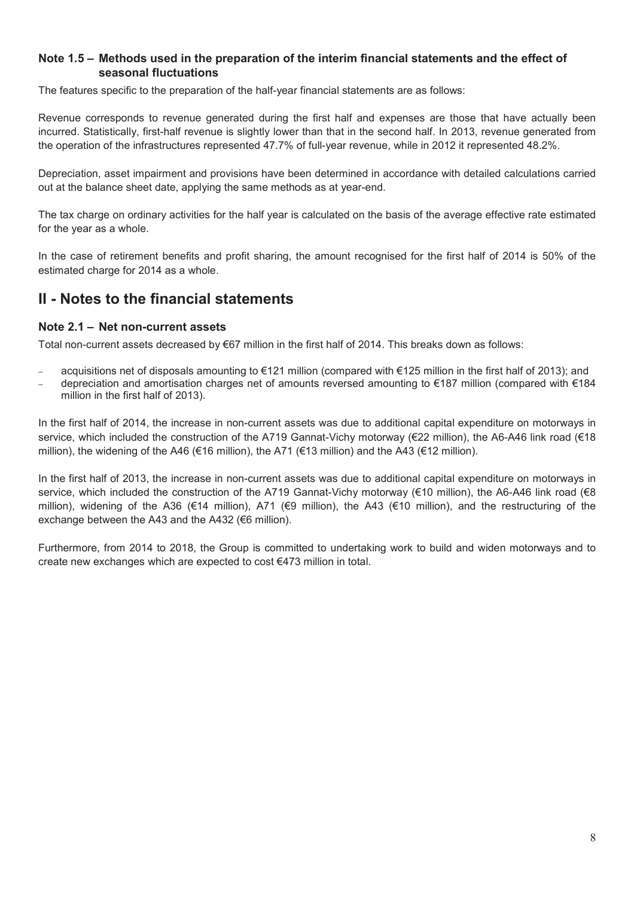### Note 1.5 – Methods used in the preparation of the interim financial statements and the effect of seasonal fluctuations

The features specific to the preparation of the half-year financial statements are as follows:

Revenue corresponds to revenue generated during the first half and expenses are those that have actually been incurred. Statistically, first-half revenue is slightly lower than that in the second half. In 2013, revenue generated from the operation of the infrastructures represented 47.7% of full-year revenue, while in 2012 it represented 48.2%.

Depreciation, asset impairment and provisions have been determined in accordance with detailed calculations carried out at the balance sheet date, applying the same methods as at year-end.

The tax charge on ordinary activities for the half year is calculated on the basis of the average effective rate estimated for the year as a whole.

In the case of retirement benefits and profit sharing, the amount recognised for the first half of 2014 is 50% of the estimated charge for 2014 as a whole.

## II - Notes to the financial statements

### Note 2.1 – Net non-current assets

Total non-current assets decreased by €67 million in the first half of 2014. This breaks down as follows:

- acquisitions net of disposals amounting to €121 million (compared with €125 million in the first half of 2013); and
- depreciation and amortisation charges net of amounts reversed amounting to €187 million (compared with €184 million in the first half of 2013).

In the first half of 2014, the increase in non-current assets was due to additional capital expenditure on motorways in service, which included the construction of the A719 Gannat-Vichy motorway (€22 million), the A6-A46 link road (€18 million), the widening of the A46 (€16 million), the A71 (€13 million) and the A43 (€12 million).

In the first half of 2013, the increase in non-current assets was due to additional capital expenditure on motorways in service, which included the construction of the A719 Gannat-Vichy motorway (€10 million), the A6-A46 link road (€8 million), widening of the A36 (€14 million), A71 (€9 million), the A43 (€10 million), and the restructuring of the exchange between the A43 and the A432 (€6 million).

Furthermore, from 2014 to 2018, the Group is committed to undertaking work to build and widen motorways and to create new exchanges which are expected to cost €473 million in total.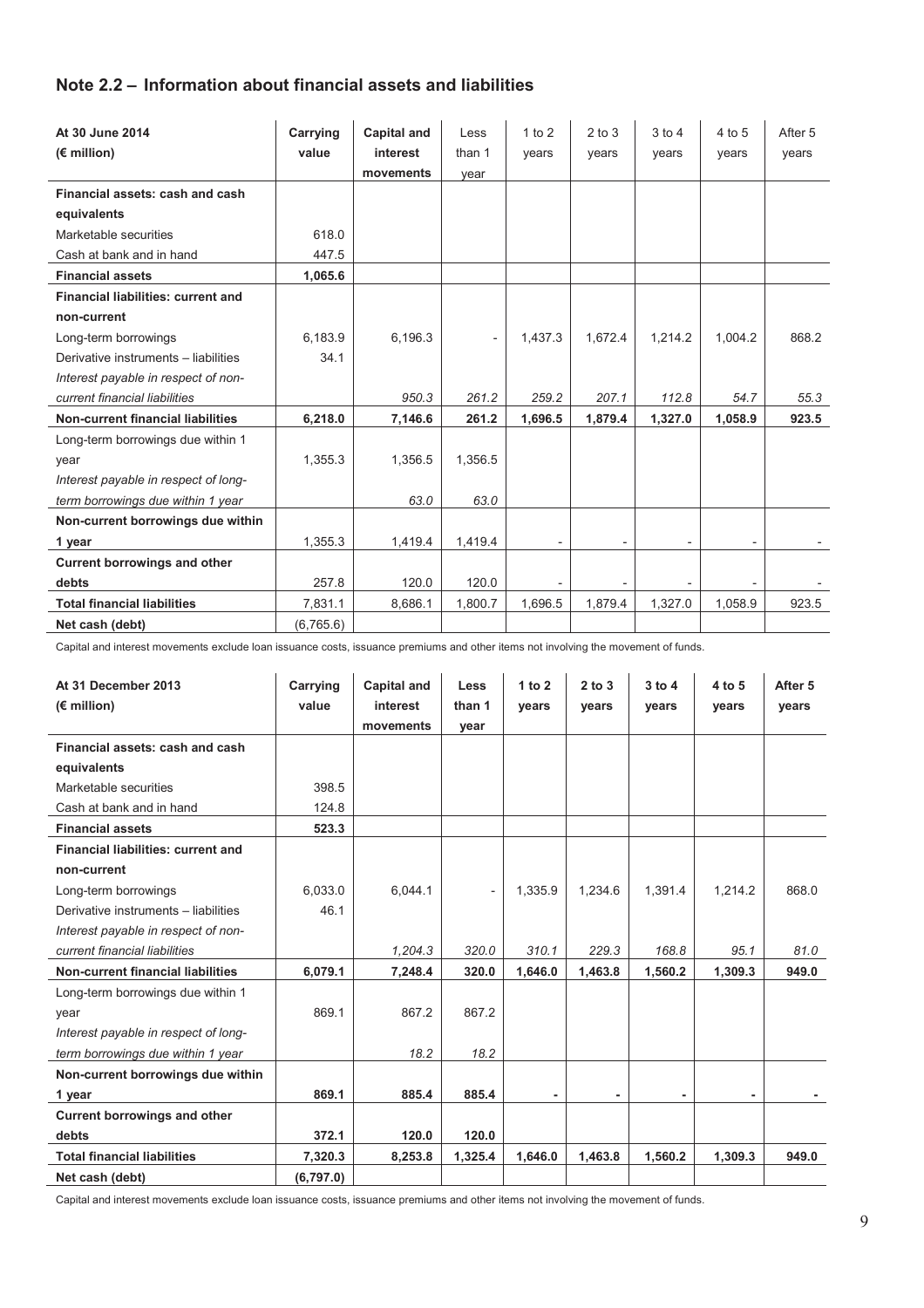## Note 2.2 – Information about financial assets and liabilities

| **At 30 June 2014** **(€ million)** | **Carrying value** | **Capital and interest movements** | Less than 1 year | 1 to 2 years | 2 to 3 years | 3 to 4 years | 4 to 5 years | After 5 years |
|---|---|---|---|---|---|---|---|---|
| **Financial assets: cash and cash equivalents** | | | | | | | | |
| Marketable securities | 618.0 | | | | | | | |
| Cash at bank and in hand | 447.5 | | | | | | | |
| **Financial assets** | **1,065.6** | | | | | | | |
| **Financial liabilities: current and non-current** | | | | | | | | |
| Long-term borrowings | 6,183.9 | 6,196.3 | - | 1,437.3 | 1,672.4 | 1,214.2 | 1,004.2 | 868.2 |
| Derivative instruments – liabilities | 34.1 | | | | | | | |
| *Interest payable in respect of non-current financial liabilities* | | *950.3* | *261.2* | *259.2* | *207.1* | *112.8* | *54.7* | *55.3* |
| **Non-current financial liabilities** | **6,218.0** | **7,146.6** | **261.2** | **1,696.5** | **1,879.4** | **1,327.0** | **1,058.9** | **923.5** |
| Long-term borrowings due within 1 year | 1,355.3 | 1,356.5 | 1,356.5 | | | | | |
| *Interest payable in respect of long-term borrowings due within 1 year* | | *63.0* | *63.0* | | | | | |
| **Non-current borrowings due within 1 year** | 1,355.3 | 1,419.4 | 1,419.4 | - | - | - | - | - |
| **Current borrowings and other debts** | 257.8 | 120.0 | 120.0 | - | - | - | - | - |
| **Total financial liabilities** | 7,831.1 | 8,686.1 | 1,800.7 | 1,696.5 | 1,879.4 | 1,327.0 | 1,058.9 | 923.5 |
| **Net cash (debt)** | (6,765.6) | | | | | | | |

Capital and interest movements exclude loan issuance costs, issuance premiums and other items not involving the movement of funds.

| **At 31 December 2013** **(€ million)** | **Carrying value** | **Capital and interest movements** | **Less than 1 year** | **1 to 2 years** | **2 to 3 years** | **3 to 4 years** | **4 to 5 years** | **After 5 years** |
|---|---|---|---|---|---|---|---|---|
| **Financial assets: cash and cash equivalents** | | | | | | | | |
| Marketable securities | 398.5 | | | | | | | |
| Cash at bank and in hand | 124.8 | | | | | | | |
| **Financial assets** | **523.3** | | | | | | | |
| **Financial liabilities: current and non-current** | | | | | | | | |
| Long-term borrowings | 6,033.0 | 6,044.1 | - | 1,335.9 | 1,234.6 | 1,391.4 | 1,214.2 | 868.0 |
| Derivative instruments – liabilities | 46.1 | | | | | | | |
| *Interest payable in respect of non-current financial liabilities* | | *1,204.3* | *320.0* | *310.1* | *229.3* | *168.8* | *95.1* | *81.0* |
| **Non-current financial liabilities** | **6,079.1** | **7,248.4** | **320.0** | **1,646.0** | **1,463.8** | **1,560.2** | **1,309.3** | **949.0** |
| Long-term borrowings due within 1 year | 869.1 | 867.2 | 867.2 | | | | | |
| *Interest payable in respect of long-term borrowings due within 1 year* | | *18.2* | *18.2* | | | | | |
| **Non-current borrowings due within 1 year** | **869.1** | **885.4** | **885.4** | **-** | **-** | **-** | **-** | **-** |
| **Current borrowings and other debts** | **372.1** | **120.0** | **120.0** | | | | | |
| **Total financial liabilities** | **7,320.3** | **8,253.8** | **1,325.4** | **1,646.0** | **1,463.8** | **1,560.2** | **1,309.3** | **949.0** |
| **Net cash (debt)** | **(6,797.0)** | | | | | | | |

Capital and interest movements exclude loan issuance costs, issuance premiums and other items not involving the movement of funds.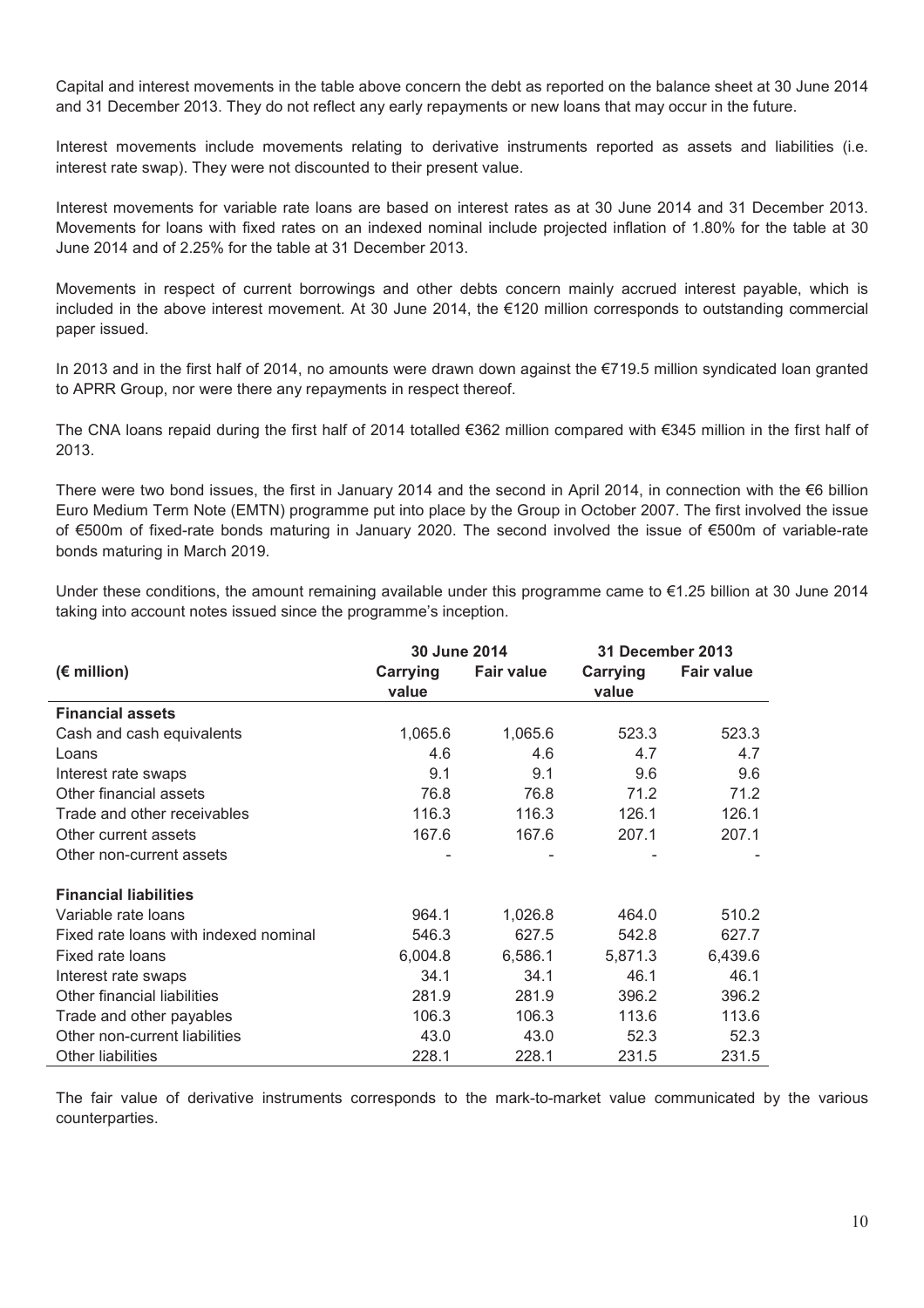Capital and interest movements in the table above concern the debt as reported on the balance sheet at 30 June 2014 and 31 December 2013. They do not reflect any early repayments or new loans that may occur in the future.

Interest movements include movements relating to derivative instruments reported as assets and liabilities (i.e. interest rate swap). They were not discounted to their present value.

Interest movements for variable rate loans are based on interest rates as at 30 June 2014 and 31 December 2013. Movements for loans with fixed rates on an indexed nominal include projected inflation of 1.80% for the table at 30 June 2014 and of 2.25% for the table at 31 December 2013.

Movements in respect of current borrowings and other debts concern mainly accrued interest payable, which is included in the above interest movement. At 30 June 2014, the €120 million corresponds to outstanding commercial paper issued.

In 2013 and in the first half of 2014, no amounts were drawn down against the €719.5 million syndicated loan granted to APRR Group, nor were there any repayments in respect thereof.

The CNA loans repaid during the first half of 2014 totalled €362 million compared with €345 million in the first half of 2013.

There were two bond issues, the first in January 2014 and the second in April 2014, in connection with the €6 billion Euro Medium Term Note (EMTN) programme put into place by the Group in October 2007. The first involved the issue of €500m of fixed-rate bonds maturing in January 2020. The second involved the issue of €500m of variable-rate bonds maturing in March 2019.

Under these conditions, the amount remaining available under this programme came to €1.25 billion at 30 June 2014 taking into account notes issued since the programme's inception.

| (€ million) | 30 June 2014 | | 31 December 2013 | |
|---|---|---|---|---|
| | Carrying value | Fair value | Carrying value | Fair value |
| **Financial assets** | | | | |
| Cash and cash equivalents | 1,065.6 | 1,065.6 | 523.3 | 523.3 |
| Loans | 4.6 | 4.6 | 4.7 | 4.7 |
| Interest rate swaps | 9.1 | 9.1 | 9.6 | 9.6 |
| Other financial assets | 76.8 | 76.8 | 71.2 | 71.2 |
| Trade and other receivables | 116.3 | 116.3 | 126.1 | 126.1 |
| Other current assets | 167.6 | 167.6 | 207.1 | 207.1 |
| Other non-current assets | - | - | - | - |
| **Financial liabilities** | | | | |
| Variable rate loans | 964.1 | 1,026.8 | 464.0 | 510.2 |
| Fixed rate loans with indexed nominal | 546.3 | 627.5 | 542.8 | 627.7 |
| Fixed rate loans | 6,004.8 | 6,586.1 | 5,871.3 | 6,439.6 |
| Interest rate swaps | 34.1 | 34.1 | 46.1 | 46.1 |
| Other financial liabilities | 281.9 | 281.9 | 396.2 | 396.2 |
| Trade and other payables | 106.3 | 106.3 | 113.6 | 113.6 |
| Other non-current liabilities | 43.0 | 43.0 | 52.3 | 52.3 |
| Other liabilities | 228.1 | 228.1 | 231.5 | 231.5 |

The fair value of derivative instruments corresponds to the mark-to-market value communicated by the various counterparties.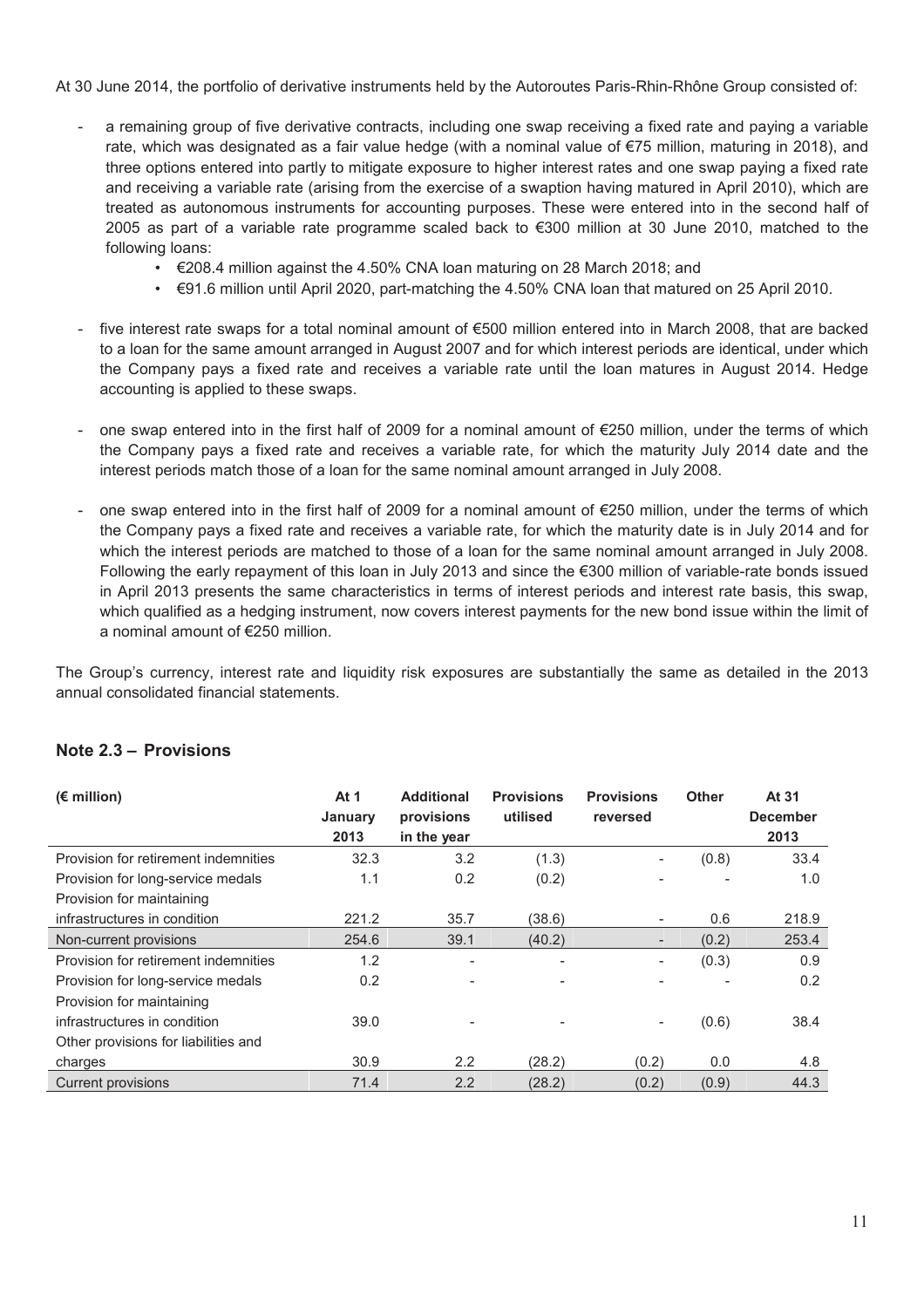At 30 June 2014, the portfolio of derivative instruments held by the Autoroutes Paris-Rhin-Rhône Group consisted of:

- a remaining group of five derivative contracts, including one swap receiving a fixed rate and paying a variable rate, which was designated as a fair value hedge (with a nominal value of €75 million, maturing in 2018), and three options entered into partly to mitigate exposure to higher interest rates and one swap paying a fixed rate and receiving a variable rate (arising from the exercise of a swaption having matured in April 2010), which are treated as autonomous instruments for accounting purposes. These were entered into in the second half of 2005 as part of a variable rate programme scaled back to €300 million at 30 June 2010, matched to the following loans:
  - €208.4 million against the 4.50% CNA loan maturing on 28 March 2018; and
  - €91.6 million until April 2020, part-matching the 4.50% CNA loan that matured on 25 April 2010.
- five interest rate swaps for a total nominal amount of €500 million entered into in March 2008, that are backed to a loan for the same amount arranged in August 2007 and for which interest periods are identical, under which the Company pays a fixed rate and receives a variable rate until the loan matures in August 2014. Hedge accounting is applied to these swaps.
- one swap entered into in the first half of 2009 for a nominal amount of €250 million, under the terms of which the Company pays a fixed rate and receives a variable rate, for which the maturity July 2014 date and the interest periods match those of a loan for the same nominal amount arranged in July 2008.
- one swap entered into in the first half of 2009 for a nominal amount of €250 million, under the terms of which the Company pays a fixed rate and receives a variable rate, for which the maturity date is in July 2014 and for which the interest periods are matched to those of a loan for the same nominal amount arranged in July 2008. Following the early repayment of this loan in July 2013 and since the €300 million of variable-rate bonds issued in April 2013 presents the same characteristics in terms of interest periods and interest rate basis, this swap, which qualified as a hedging instrument, now covers interest payments for the new bond issue within the limit of a nominal amount of €250 million.

The Group's currency, interest rate and liquidity risk exposures are substantially the same as detailed in the 2013 annual consolidated financial statements.

## Note 2.3 – Provisions

| (€ million) | At 1 January 2013 | Additional provisions in the year | Provisions utilised | Provisions reversed | Other | At 31 December 2013 |
|---|---|---|---|---|---|---|
| Provision for retirement indemnities | 32.3 | 3.2 | (1.3) | - | (0.8) | 33.4 |
| Provision for long-service medals | 1.1 | 0.2 | (0.2) | - | - | 1.0 |
| Provision for maintaining infrastructures in condition | 221.2 | 35.7 | (38.6) | - | 0.6 | 218.9 |
| Non-current provisions | 254.6 | 39.1 | (40.2) | - | (0.2) | 253.4 |
| Provision for retirement indemnities | 1.2 | - | - | - | (0.3) | 0.9 |
| Provision for long-service medals | 0.2 | - | - | - | - | 0.2 |
| Provision for maintaining infrastructures in condition | 39.0 | - | - | - | (0.6) | 38.4 |
| Other provisions for liabilities and charges | 30.9 | 2.2 | (28.2) | (0.2) | 0.0 | 4.8 |
| Current provisions | 71.4 | 2.2 | (28.2) | (0.2) | (0.9) | 44.3 |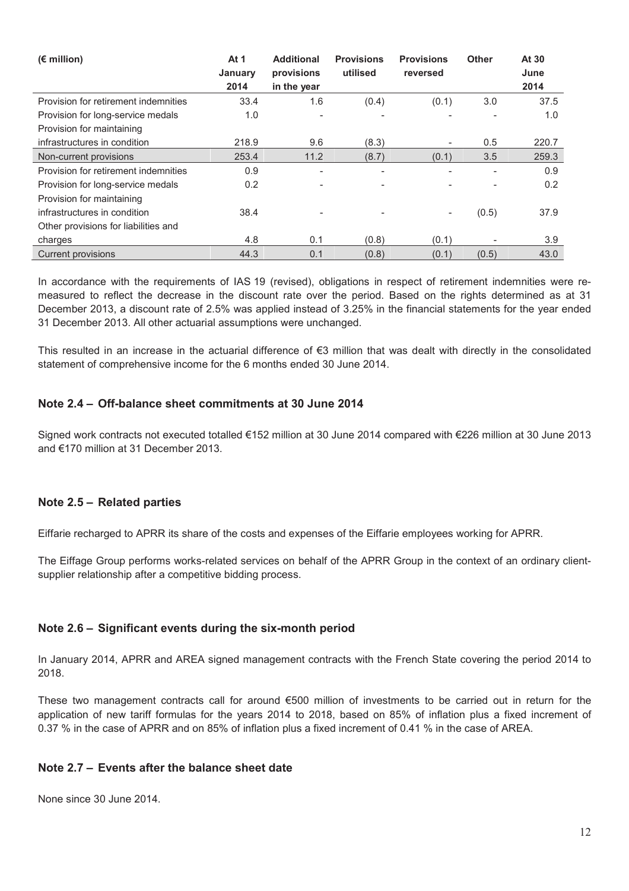| (€ million) | At 1 January 2014 | Additional provisions in the year | Provisions utilised | Provisions reversed | Other | At 30 June 2014 |
|---|---|---|---|---|---|---|
| Provision for retirement indemnities | 33.4 | 1.6 | (0.4) | (0.1) | 3.0 | 37.5 |
| Provision for long-service medals | 1.0 | - | - | - | - | 1.0 |
| Provision for maintaining infrastructures in condition | 218.9 | 9.6 | (8.3) | - | 0.5 | 220.7 |
| Non-current provisions | 253.4 | 11.2 | (8.7) | (0.1) | 3.5 | 259.3 |
| Provision for retirement indemnities | 0.9 | - | - | - | - | 0.9 |
| Provision for long-service medals | 0.2 | - | - | - | - | 0.2 |
| Provision for maintaining infrastructures in condition | 38.4 | - | - | - | (0.5) | 37.9 |
| Other provisions for liabilities and charges | 4.8 | 0.1 | (0.8) | (0.1) | - | 3.9 |
| Current provisions | 44.3 | 0.1 | (0.8) | (0.1) | (0.5) | 43.0 |

In accordance with the requirements of IAS 19 (revised), obligations in respect of retirement indemnities were re-measured to reflect the decrease in the discount rate over the period. Based on the rights determined as at 31 December 2013, a discount rate of 2.5% was applied instead of 3.25% in the financial statements for the year ended 31 December 2013. All other actuarial assumptions were unchanged.

This resulted in an increase in the actuarial difference of €3 million that was dealt with directly in the consolidated statement of comprehensive income for the 6 months ended 30 June 2014.

## Note 2.4 – Off-balance sheet commitments at 30 June 2014

Signed work contracts not executed totalled €152 million at 30 June 2014 compared with €226 million at 30 June 2013 and €170 million at 31 December 2013.

## Note 2.5 – Related parties

Eiffarie recharged to APRR its share of the costs and expenses of the Eiffarie employees working for APRR.

The Eiffage Group performs works-related services on behalf of the APRR Group in the context of an ordinary client-supplier relationship after a competitive bidding process.

## Note 2.6 – Significant events during the six-month period

In January 2014, APRR and AREA signed management contracts with the French State covering the period 2014 to 2018.

These two management contracts call for around €500 million of investments to be carried out in return for the application of new tariff formulas for the years 2014 to 2018, based on 85% of inflation plus a fixed increment of 0.37 % in the case of APRR and on 85% of inflation plus a fixed increment of 0.41 % in the case of AREA.

## Note 2.7 – Events after the balance sheet date

None since 30 June 2014.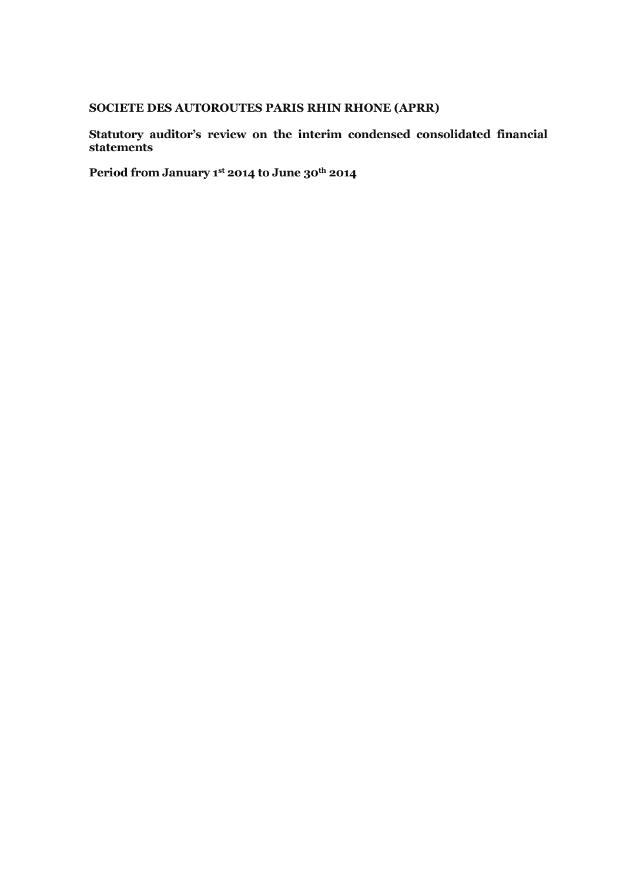**SOCIETE DES AUTOROUTES PARIS RHIN RHONE (APRR)**

**Statutory auditor's review on the interim condensed consolidated financial statements**

**Period from January 1st 2014 to June 30th 2014**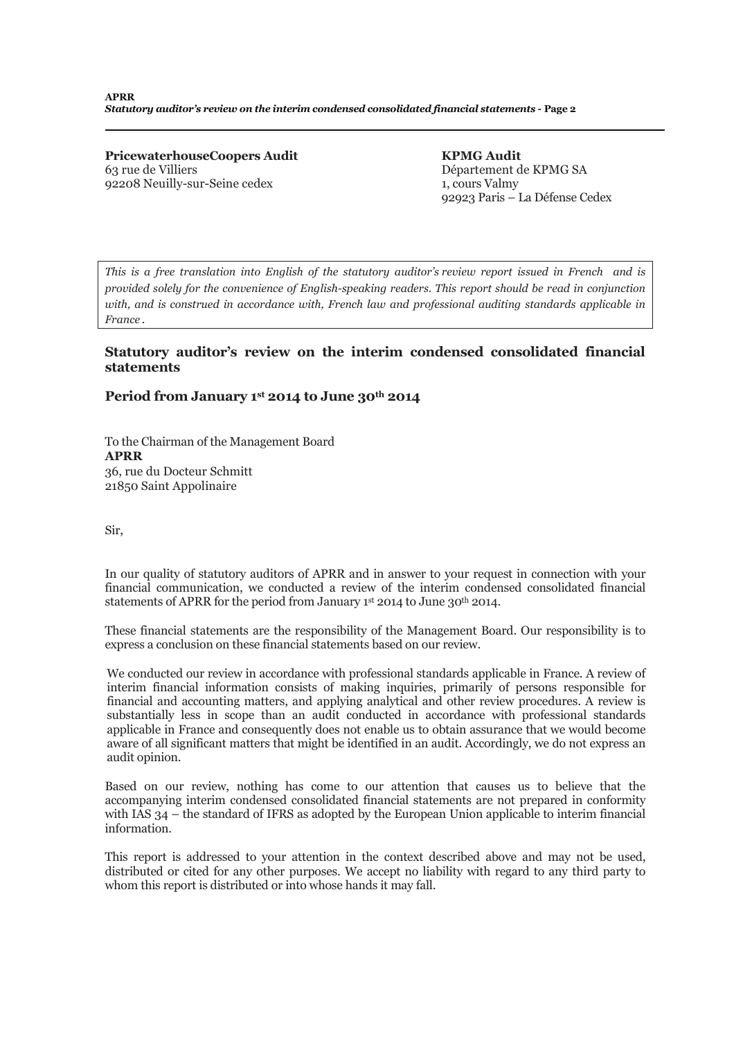**PricewaterhouseCoopers Audit**
63 rue de Villiers
92208 Neuilly-sur-Seine cedex

**KPMG Audit**
Département de KPMG SA
1, cours Valmy
92923 Paris – La Défense Cedex

*This is a free translation into English of the statutory auditor's review report issued in French and is provided solely for the convenience of English-speaking readers. This report should be read in conjunction with, and is construed in accordance with, French law and professional auditing standards applicable in France .*

## Statutory auditor's review on the interim condensed consolidated financial statements

## Period from January 1st 2014 to June 30th 2014

To the Chairman of the Management Board
**APRR**
36, rue du Docteur Schmitt
21850 Saint Appolinaire

Sir,

In our quality of statutory auditors of APRR and in answer to your request in connection with your financial communication, we conducted a review of the interim condensed consolidated financial statements of APRR for the period from January 1st 2014 to June 30th 2014.

These financial statements are the responsibility of the Management Board. Our responsibility is to express a conclusion on these financial statements based on our review.

We conducted our review in accordance with professional standards applicable in France. A review of interim financial information consists of making inquiries, primarily of persons responsible for financial and accounting matters, and applying analytical and other review procedures. A review is substantially less in scope than an audit conducted in accordance with professional standards applicable in France and consequently does not enable us to obtain assurance that we would become aware of all significant matters that might be identified in an audit. Accordingly, we do not express an audit opinion.

Based on our review, nothing has come to our attention that causes us to believe that the accompanying interim condensed consolidated financial statements are not prepared in conformity with IAS 34 – the standard of IFRS as adopted by the European Union applicable to interim financial information.

This report is addressed to your attention in the context described above and may not be used, distributed or cited for any other purposes. We accept no liability with regard to any third party to whom this report is distributed or into whose hands it may fall.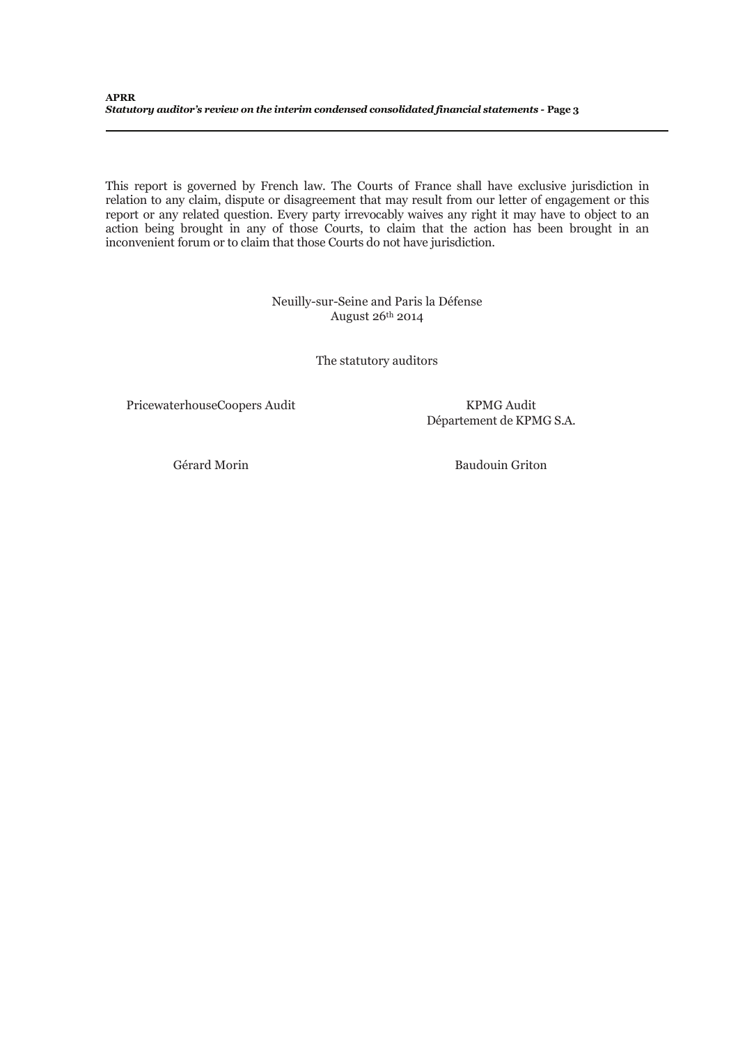This report is governed by French law. The Courts of France shall have exclusive jurisdiction in relation to any claim, dispute or disagreement that may result from our letter of engagement or this report or any related question. Every party irrevocably waives any right it may have to object to an action being brought in any of those Courts, to claim that the action has been brought in an inconvenient forum or to claim that those Courts do not have jurisdiction.

Neuilly-sur-Seine and Paris la Défense
August 26th 2014

The statutory auditors

| | |
|---|---|
| PricewaterhouseCoopers Audit | KPMG Audit<br>Département de KPMG S.A. |
| Gérard Morin | Baudouin Griton |